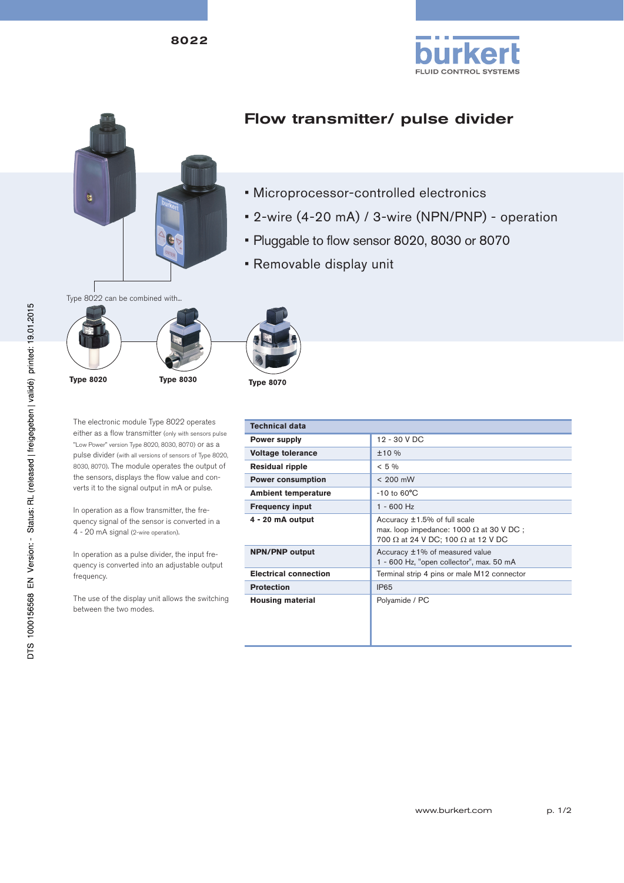# Flow transmitter/ pulse divider

- Microprocessor-controlled electronics
- 2-wire (4-20 mA) / 3-wire (NPN/PNP) - operation
- Pluggable to flow sensor 8020, 8030 or 8070
- Removable display unit

Type 8022 can be combined with...

**Type 8020** **Type 8030** **Type 8070**

The electronic module Type 8022 operates either as a flow transmitter (only with sensors pulse "Low Power" version Type 8020, 8030, 8070) or as a pulse divider (with all versions of sensors of Type 8020, 8030, 8070). The module operates the output of the sensors, displays the flow value and converts it to the signal output in mA or pulse.

In operation as a flow transmitter, the frequency signal of the sensor is converted in a 4 - 20 mA signal (2-wire operation).

In operation as a pulse divider, the input frequency is converted into an adjustable output frequency.

The use of the display unit allows the switching between the two modes.

| Technical data | |
|---|---|
| **Power supply** | 12 - 30 V DC |
| **Voltage tolerance** | ±10 % |
| **Residual ripple** | < 5 % |
| **Power consumption** | < 200 mW |
| **Ambient temperature** | -10 to 60°C |
| **Frequency input** | 1 - 600 Hz |
| **4 - 20 mA output** | Accuracy ±1.5% of full scale<br>max. loop impedance: 1000 Ω at 30 V DC ;<br>700 Ω at 24 V DC; 100 Ω at 12 V DC |
| **NPN/PNP output** | Accuracy ±1% of measured value<br>1 - 600 Hz, "open collector", max. 50 mA |
| **Electrical connection** | Terminal strip 4 pins or male M12 connector |
| **Protection** | IP65 |
| **Housing material** | Polyamide / PC |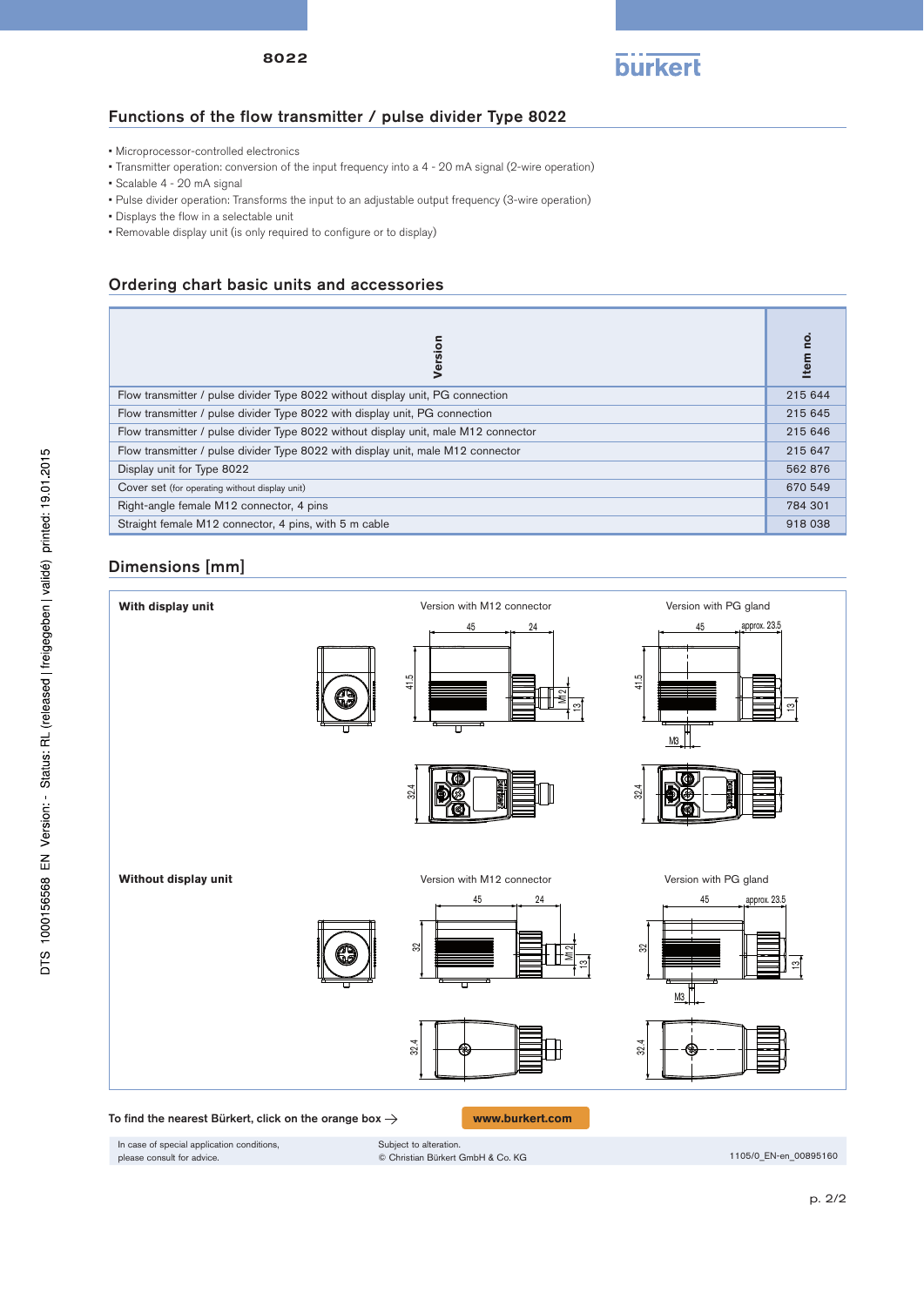## Functions of the flow transmitter / pulse divider Type 8022

- Microprocessor-controlled electronics
- Transmitter operation: conversion of the input frequency into a 4 - 20 mA signal (2-wire operation)
- Scalable 4 - 20 mA signal
- Pulse divider operation: Transforms the input to an adjustable output frequency (3-wire operation)
- Displays the flow in a selectable unit
- Removable display unit (is only required to configure or to display)

## Ordering chart basic units and accessories

| Version | Item no. |
| --- | --- |
| Flow transmitter / pulse divider Type 8022 without display unit, PG connection | 215 644 |
| Flow transmitter / pulse divider Type 8022 with display unit, PG connection | 215 645 |
| Flow transmitter / pulse divider Type 8022 without display unit, male M12 connector | 215 646 |
| Flow transmitter / pulse divider Type 8022 with display unit, male M12 connector | 215 647 |
| Display unit for Type 8022 | 562 876 |
| Cover set (for operating without display unit) | 670 549 |
| Right-angle female M12 connector, 4 pins | 784 301 |
| Straight female M12 connector, 4 pins, with 5 m cable | 918 038 |

## Dimensions [mm]

**With display unit**

Version with M12 connector

45
24
41.5
M12
13
32.4

Version with PG gland

45
approx. 23.5
41.5
13
M3
32.4

**Without display unit**

Version with M12 connector

45
24
32
M12
13
32.4

Version with PG gland

45
approx. 23.5
32
13
M3
32.4

To find the nearest Bürkert, click on the orange box →   www.burkert.com

In case of special application conditions, please consult for advice.

Subject to alteration.
© Christian Bürkert GmbH & Co. KG

1105/0_EN-en_00895160